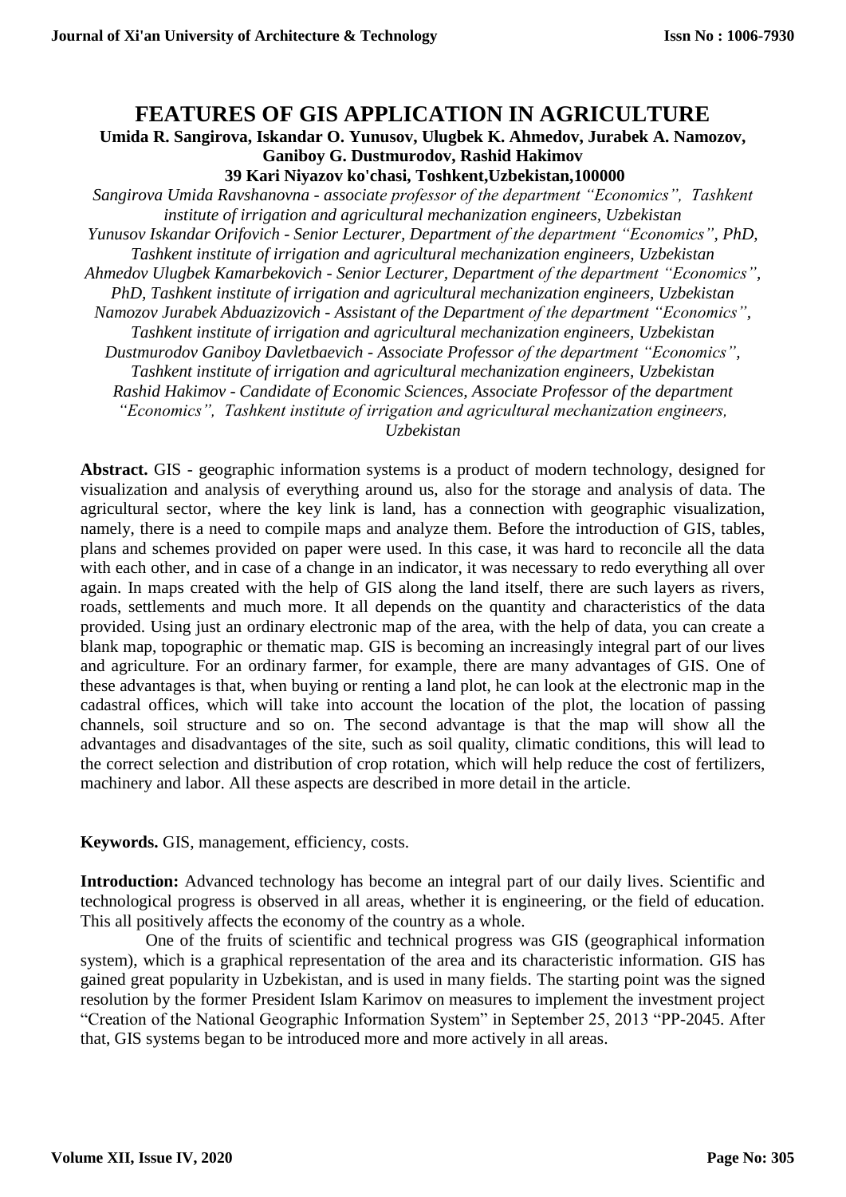# FEATURES OF GIS APPLICATION IN AGRICULTURE

**Umida R. Sangirova, Iskandar O. Yunusov, Ulugbek K. Ahmedov, Jurabek A. Namozov, Ganiboy G. Dustmurodov, Rashid Hakimov**

**39 Kari Niyazov ko'chasi, Toshkent,Uzbekistan,100000**

*Sangirova Umida Ravshanovna - associate professor of the department "Economics", Tashkent institute of irrigation and agricultural mechanization engineers, Uzbekistan*

*Yunusov Iskandar Orifovich - Senior Lecturer, Department of the department "Economics", PhD, Tashkent institute of irrigation and agricultural mechanization engineers, Uzbekistan*

*Ahmedov Ulugbek Kamarbekovich - Senior Lecturer, Department of the department "Economics", PhD, Tashkent institute of irrigation and agricultural mechanization engineers, Uzbekistan*

*Namozov Jurabek Abduazizovich - Assistant of the Department of the department "Economics", Tashkent institute of irrigation and agricultural mechanization engineers, Uzbekistan*

*Dustmurodov Ganiboy Davletbaevich - Associate Professor of the department "Economics", Tashkent institute of irrigation and agricultural mechanization engineers, Uzbekistan*

*Rashid Hakimov - Candidate of Economic Sciences, Associate Professor of the department "Economics", Tashkent institute of irrigation and agricultural mechanization engineers, Uzbekistan*

**Abstract.** GIS - geographic information systems is a product of modern technology, designed for visualization and analysis of everything around us, also for the storage and analysis of data. The agricultural sector, where the key link is land, has a connection with geographic visualization, namely, there is a need to compile maps and analyze them. Before the introduction of GIS, tables, plans and schemes provided on paper were used. In this case, it was hard to reconcile all the data with each other, and in case of a change in an indicator, it was necessary to redo everything all over again. In maps created with the help of GIS along the land itself, there are such layers as rivers, roads, settlements and much more. It all depends on the quantity and characteristics of the data provided. Using just an ordinary electronic map of the area, with the help of data, you can create a blank map, topographic or thematic map. GIS is becoming an increasingly integral part of our lives and agriculture. For an ordinary farmer, for example, there are many advantages of GIS. One of these advantages is that, when buying or renting a land plot, he can look at the electronic map in the cadastral offices, which will take into account the location of the plot, the location of passing channels, soil structure and so on. The second advantage is that the map will show all the advantages and disadvantages of the site, such as soil quality, climatic conditions, this will lead to the correct selection and distribution of crop rotation, which will help reduce the cost of fertilizers, machinery and labor. All these aspects are described in more detail in the article.

**Keywords.** GIS, management, efficiency, costs.

**Introduction:** Advanced technology has become an integral part of our daily lives. Scientific and technological progress is observed in all areas, whether it is engineering, or the field of education. This all positively affects the economy of the country as a whole.

One of the fruits of scientific and technical progress was GIS (geographical information system), which is a graphical representation of the area and its characteristic information. GIS has gained great popularity in Uzbekistan, and is used in many fields. The starting point was the signed resolution by the former President Islam Karimov on measures to implement the investment project "Creation of the National Geographic Information System" in September 25, 2013 "PP-2045. After that, GIS systems began to be introduced more and more actively in all areas.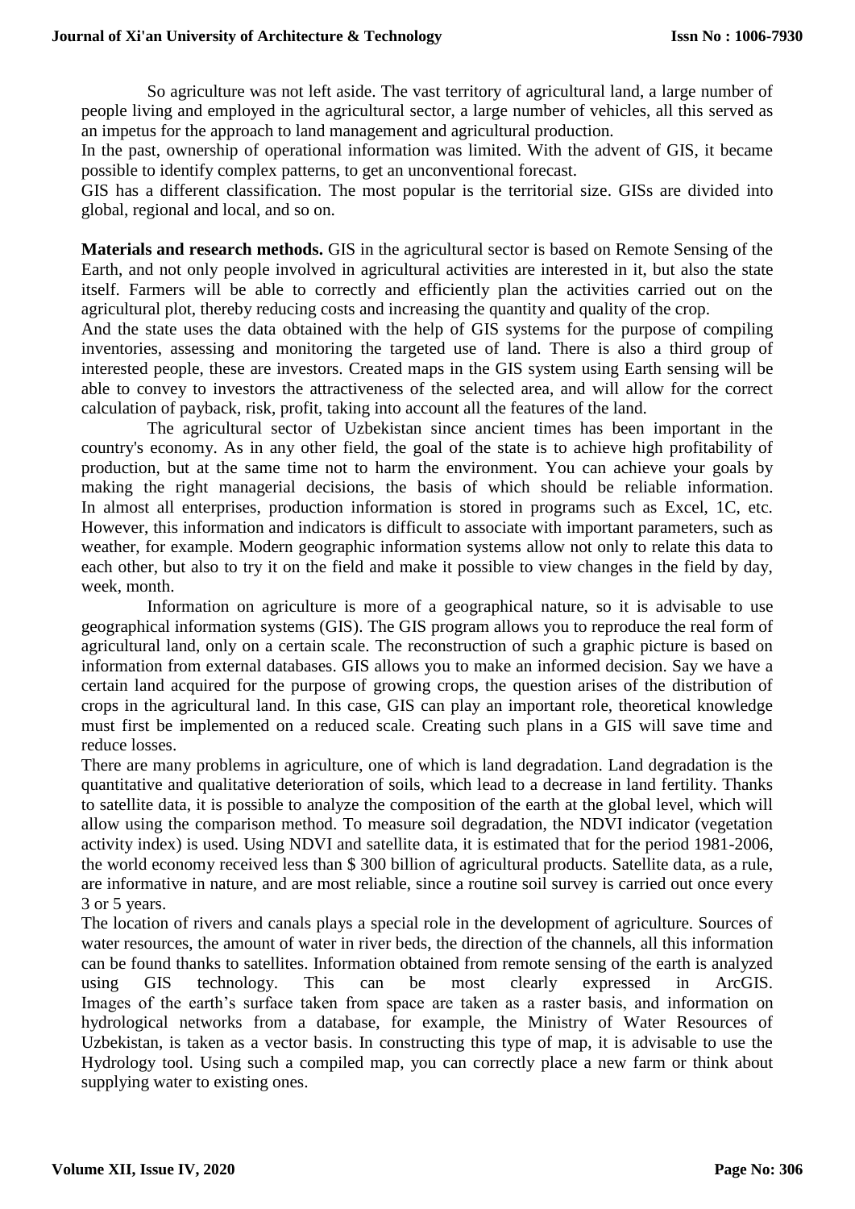So agriculture was not left aside. The vast territory of agricultural land, a large number of people living and employed in the agricultural sector, a large number of vehicles, all this served as an impetus for the approach to land management and agricultural production.

In the past, ownership of operational information was limited. With the advent of GIS, it became possible to identify complex patterns, to get an unconventional forecast.

GIS has a different classification. The most popular is the territorial size. GISs are divided into global, regional and local, and so on.

**Materials and research methods.** GIS in the agricultural sector is based on Remote Sensing of the Earth, and not only people involved in agricultural activities are interested in it, but also the state itself. Farmers will be able to correctly and efficiently plan the activities carried out on the agricultural plot, thereby reducing costs and increasing the quantity and quality of the crop.

And the state uses the data obtained with the help of GIS systems for the purpose of compiling inventories, assessing and monitoring the targeted use of land. There is also a third group of interested people, these are investors. Created maps in the GIS system using Earth sensing will be able to convey to investors the attractiveness of the selected area, and will allow for the correct calculation of payback, risk, profit, taking into account all the features of the land.

The agricultural sector of Uzbekistan since ancient times has been important in the country's economy. As in any other field, the goal of the state is to achieve high profitability of production, but at the same time not to harm the environment. You can achieve your goals by making the right managerial decisions, the basis of which should be reliable information. In almost all enterprises, production information is stored in programs such as Excel, 1C, etc. However, this information and indicators is difficult to associate with important parameters, such as weather, for example. Modern geographic information systems allow not only to relate this data to each other, but also to try it on the field and make it possible to view changes in the field by day, week, month.

Information on agriculture is more of a geographical nature, so it is advisable to use geographical information systems (GIS). The GIS program allows you to reproduce the real form of agricultural land, only on a certain scale. The reconstruction of such a graphic picture is based on information from external databases. GIS allows you to make an informed decision. Say we have a certain land acquired for the purpose of growing crops, the question arises of the distribution of crops in the agricultural land. In this case, GIS can play an important role, theoretical knowledge must first be implemented on a reduced scale. Creating such plans in a GIS will save time and reduce losses.

There are many problems in agriculture, one of which is land degradation. Land degradation is the quantitative and qualitative deterioration of soils, which lead to a decrease in land fertility. Thanks to satellite data, it is possible to analyze the composition of the earth at the global level, which will allow using the comparison method. To measure soil degradation, the NDVI indicator (vegetation activity index) is used. Using NDVI and satellite data, it is estimated that for the period 1981-2006, the world economy received less than $ 300 billion of agricultural products. Satellite data, as a rule, are informative in nature, and are most reliable, since a routine soil survey is carried out once every 3 or 5 years.

The location of rivers and canals plays a special role in the development of agriculture. Sources of water resources, the amount of water in river beds, the direction of the channels, all this information can be found thanks to satellites. Information obtained from remote sensing of the earth is analyzed using GIS technology. This can be most clearly expressed in ArcGIS. Images of the earth's surface taken from space are taken as a raster basis, and information on hydrological networks from a database, for example, the Ministry of Water Resources of Uzbekistan, is taken as a vector basis. In constructing this type of map, it is advisable to use the Hydrology tool. Using such a compiled map, you can correctly place a new farm or think about supplying water to existing ones.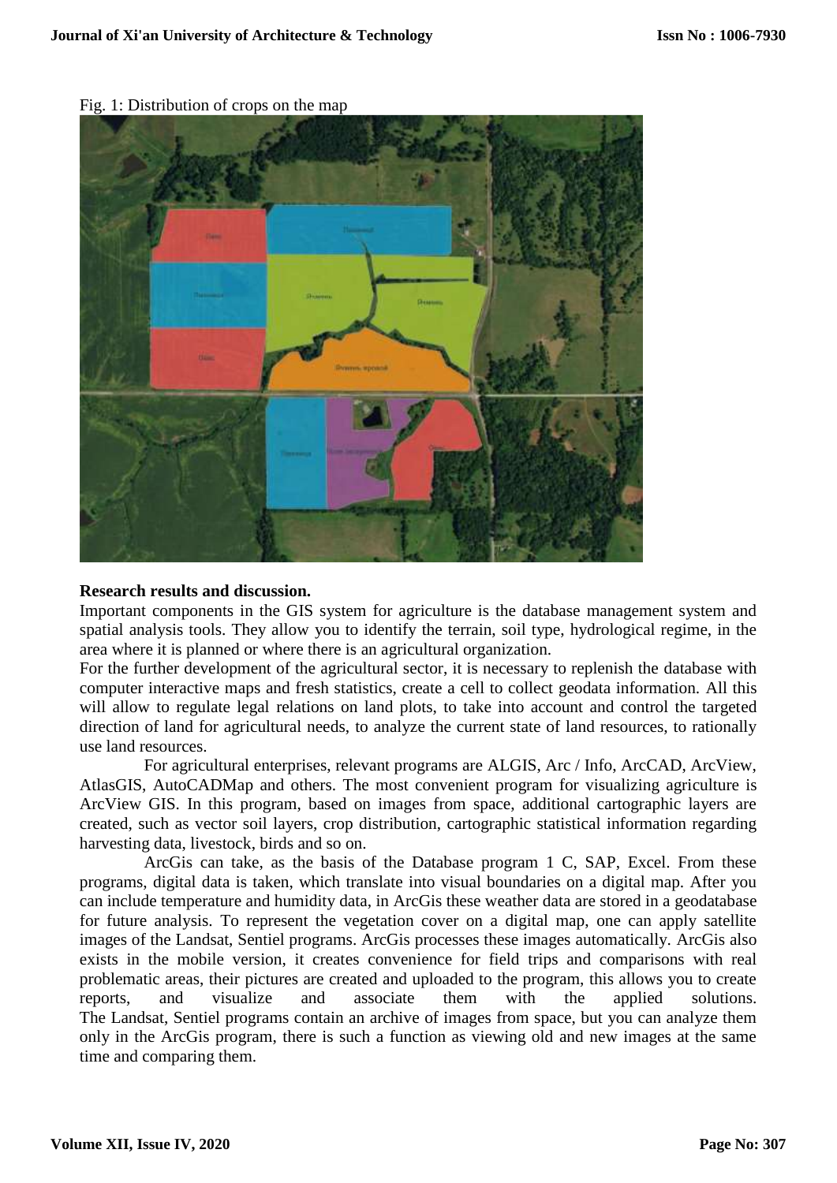Fig. 1: Distribution of crops on the map

**Research results and discussion.**

Important components in the GIS system for agriculture is the database management system and spatial analysis tools. They allow you to identify the terrain, soil type, hydrological regime, in the area where it is planned or where there is an agricultural organization.

For the further development of the agricultural sector, it is necessary to replenish the database with computer interactive maps and fresh statistics, create a cell to collect geodata information. All this will allow to regulate legal relations on land plots, to take into account and control the targeted direction of land for agricultural needs, to analyze the current state of land resources, to rationally use land resources.

For agricultural enterprises, relevant programs are ALGIS, Arc / Info, ArcCAD, ArcView, AtlasGIS, AutoCADMap and others. The most convenient program for visualizing agriculture is ArcView GIS. In this program, based on images from space, additional cartographic layers are created, such as vector soil layers, crop distribution, cartographic statistical information regarding harvesting data, livestock, birds and so on.

ArcGis can take, as the basis of the Database program 1 C, SAP, Excel. From these programs, digital data is taken, which translate into visual boundaries on a digital map. After you can include temperature and humidity data, in ArcGis these weather data are stored in a geodatabase for future analysis. To represent the vegetation cover on a digital map, one can apply satellite images of the Landsat, Sentiel programs. ArcGis processes these images automatically. ArcGis also exists in the mobile version, it creates convenience for field trips and comparisons with real problematic areas, their pictures are created and uploaded to the program, this allows you to create reports, and visualize and associate them with the applied solutions. The Landsat, Sentiel programs contain an archive of images from space, but you can analyze them only in the ArcGis program, there is such a function as viewing old and new images at the same time and comparing them.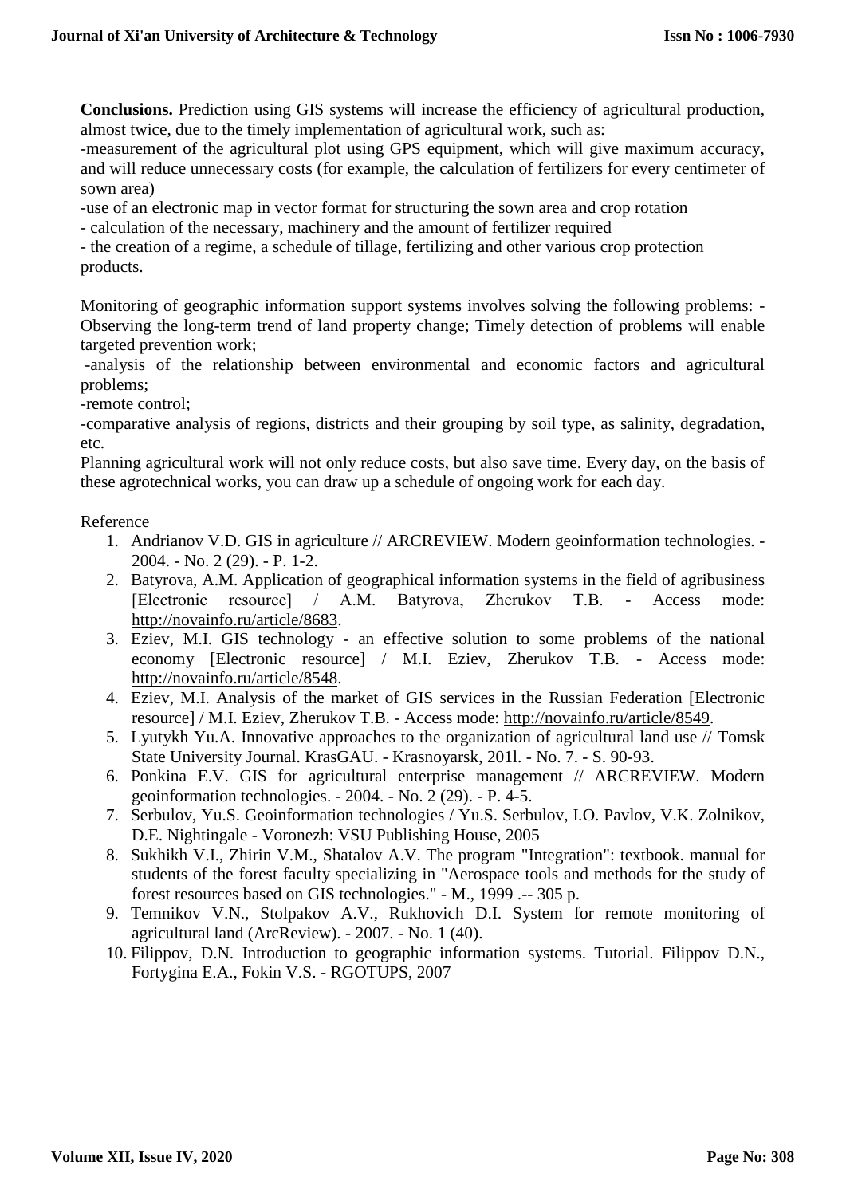**Conclusions.** Prediction using GIS systems will increase the efficiency of agricultural production, almost twice, due to the timely implementation of agricultural work, such as:

-measurement of the agricultural plot using GPS equipment, which will give maximum accuracy, and will reduce unnecessary costs (for example, the calculation of fertilizers for every centimeter of sown area)

-use of an electronic map in vector format for structuring the sown area and crop rotation

- calculation of the necessary, machinery and the amount of fertilizer required

- the creation of a regime, a schedule of tillage, fertilizing and other various crop protection products.

Monitoring of geographic information support systems involves solving the following problems: - Observing the long-term trend of land property change; Timely detection of problems will enable targeted prevention work;

-analysis of the relationship between environmental and economic factors and agricultural problems;

-remote control;

-comparative analysis of regions, districts and their grouping by soil type, as salinity, degradation, etc.

Planning agricultural work will not only reduce costs, but also save time. Every day, on the basis of these agrotechnical works, you can draw up a schedule of ongoing work for each day.

Reference

1. Andrianov V.D. GIS in agriculture // ARCREVIEW. Modern geoinformation technologies. - 2004. - No. 2 (29). - P. 1-2.
2. Batyrova, A.M. Application of geographical information systems in the field of agribusiness [Electronic resource] / A.M. Batyrova, Zherukov T.B. - Access mode: http://novainfo.ru/article/8683.
3. Eziev, M.I. GIS technology - an effective solution to some problems of the national economy [Electronic resource] / M.I. Eziev, Zherukov T.B. - Access mode: http://novainfo.ru/article/8548.
4. Eziev, M.I. Analysis of the market of GIS services in the Russian Federation [Electronic resource] / M.I. Eziev, Zherukov T.B. - Access mode: http://novainfo.ru/article/8549.
5. Lyutykh Yu.A. Innovative approaches to the organization of agricultural land use // Tomsk State University Journal. KrasGAU. - Krasnoyarsk, 201l. - No. 7. - S. 90-93.
6. Ponkina E.V. GIS for agricultural enterprise management // ARCREVIEW. Modern geoinformation technologies. - 2004. - No. 2 (29). - P. 4-5.
7. Serbulov, Yu.S. Geoinformation technologies / Yu.S. Serbulov, I.O. Pavlov, V.K. Zolnikov, D.E. Nightingale - Voronezh: VSU Publishing House, 2005
8. Sukhikh V.I., Zhirin V.M., Shatalov A.V. The program "Integration": textbook. manual for students of the forest faculty specializing in "Aerospace tools and methods for the study of forest resources based on GIS technologies." - M., 1999 .-- 305 p.
9. Temnikov V.N., Stolpakov A.V., Rukhovich D.I. System for remote monitoring of agricultural land (ArcReview). - 2007. - No. 1 (40).
10. Filippov, D.N. Introduction to geographic information systems. Tutorial. Filippov D.N., Fortygina E.A., Fokin V.S. - RGOTUPS, 2007